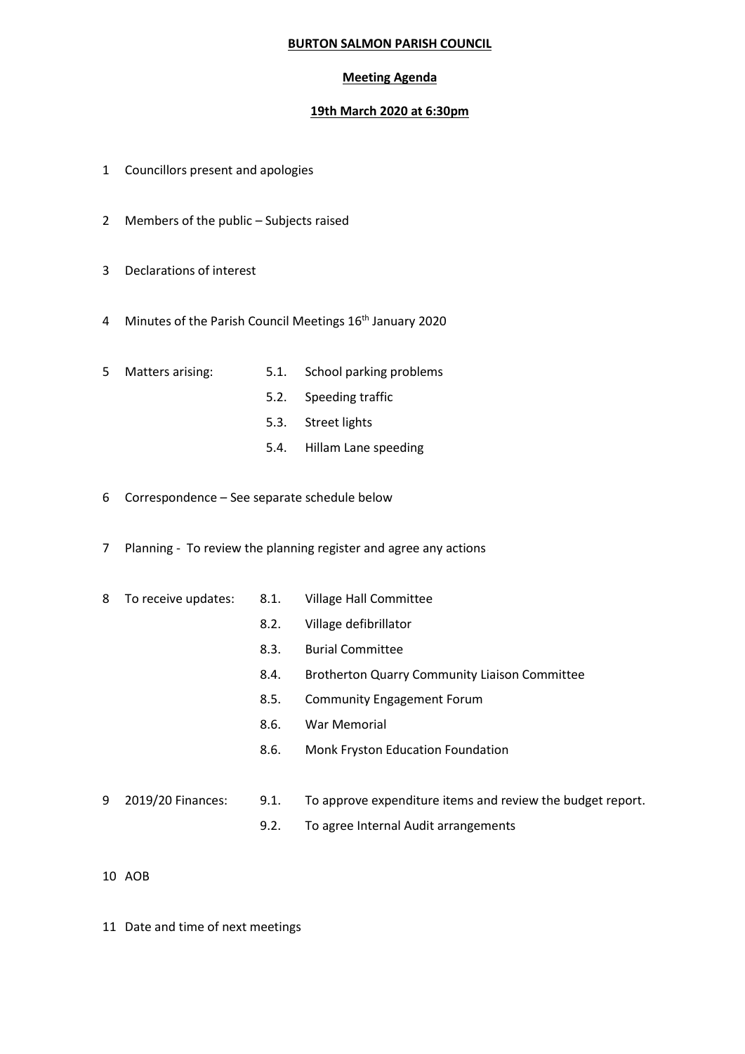**BURTON SALMON PARISH COUNCIL**

**Meeting Agenda**

**19th March 2020 at 6:30pm**

1 Councillors present and apologies

2 Members of the public – Subjects raised

3 Declarations of interest

4 Minutes of the Parish Council Meetings 16th January 2020

5 Matters arising:
- 5.1. School parking problems
- 5.2. Speeding traffic
- 5.3. Street lights
- 5.4. Hillam Lane speeding

6 Correspondence – See separate schedule below

7 Planning - To review the planning register and agree any actions

8 To receive updates:
- 8.1. Village Hall Committee
- 8.2. Village defibrillator
- 8.3. Burial Committee
- 8.4. Brotherton Quarry Community Liaison Committee
- 8.5. Community Engagement Forum
- 8.6. War Memorial
- 8.6. Monk Fryston Education Foundation

9 2019/20 Finances:
- 9.1. To approve expenditure items and review the budget report.
- 9.2. To agree Internal Audit arrangements

10 AOB

11 Date and time of next meetings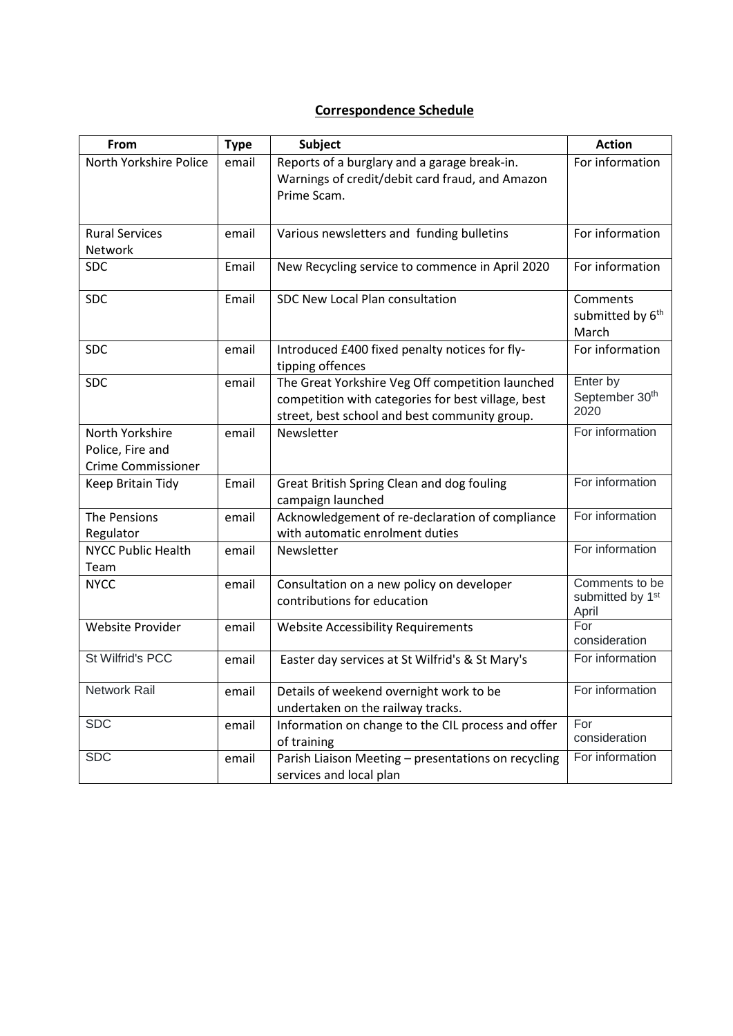**<u>Correspondence Schedule</u>**

| From | Type | Subject | Action |
|---|---|---|---|
| North Yorkshire Police | email | Reports of a burglary and a garage break-in. Warnings of credit/debit card fraud, and Amazon Prime Scam. | For information |
| Rural Services Network | email | Various newsletters and funding bulletins | For information |
| SDC | Email | New Recycling service to commence in April 2020 | For information |
| SDC | Email | SDC New Local Plan consultation | Comments submitted by 6th March |
| SDC | email | Introduced £400 fixed penalty notices for fly-tipping offences | For information |
| SDC | email | The Great Yorkshire Veg Off competition launched competition with categories for best village, best street, best school and best community group. | Enter by September 30th 2020 |
| North Yorkshire Police, Fire and Crime Commissioner | email | Newsletter | For information |
| Keep Britain Tidy | Email | Great British Spring Clean and dog fouling campaign launched | For information |
| The Pensions Regulator | email | Acknowledgement of re-declaration of compliance with automatic enrolment duties | For information |
| NYCC Public Health Team | email | Newsletter | For information |
| NYCC | email | Consultation on a new policy on developer contributions for education | Comments to be submitted by 1st April |
| Website Provider | email | Website Accessibility Requirements | For consideration |
| St Wilfrid's PCC | email | Easter day services at St Wilfrid's & St Mary's | For information |
| Network Rail | email | Details of weekend overnight work to be undertaken on the railway tracks. | For information |
| SDC | email | Information on change to the CIL process and offer of training | For consideration |
| SDC | email | Parish Liaison Meeting – presentations on recycling services and local plan | For information |